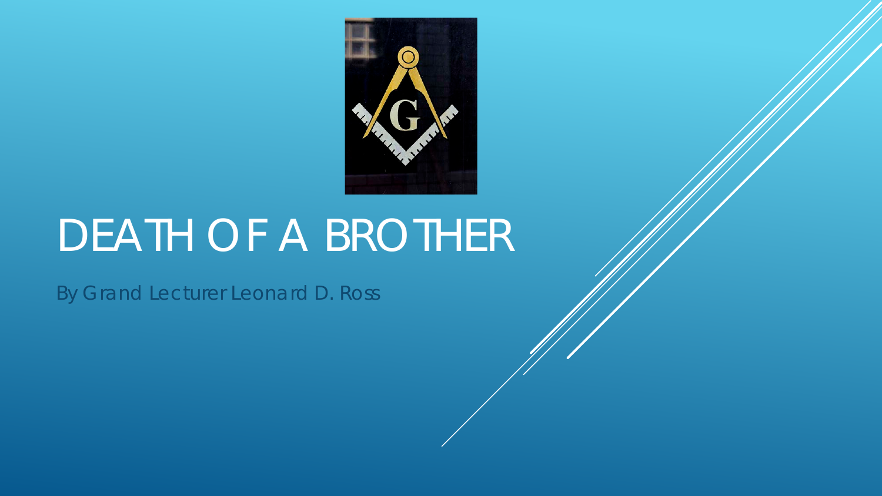# DEATH OF A BROTHER

By Grand Lecturer Leonard D. Ross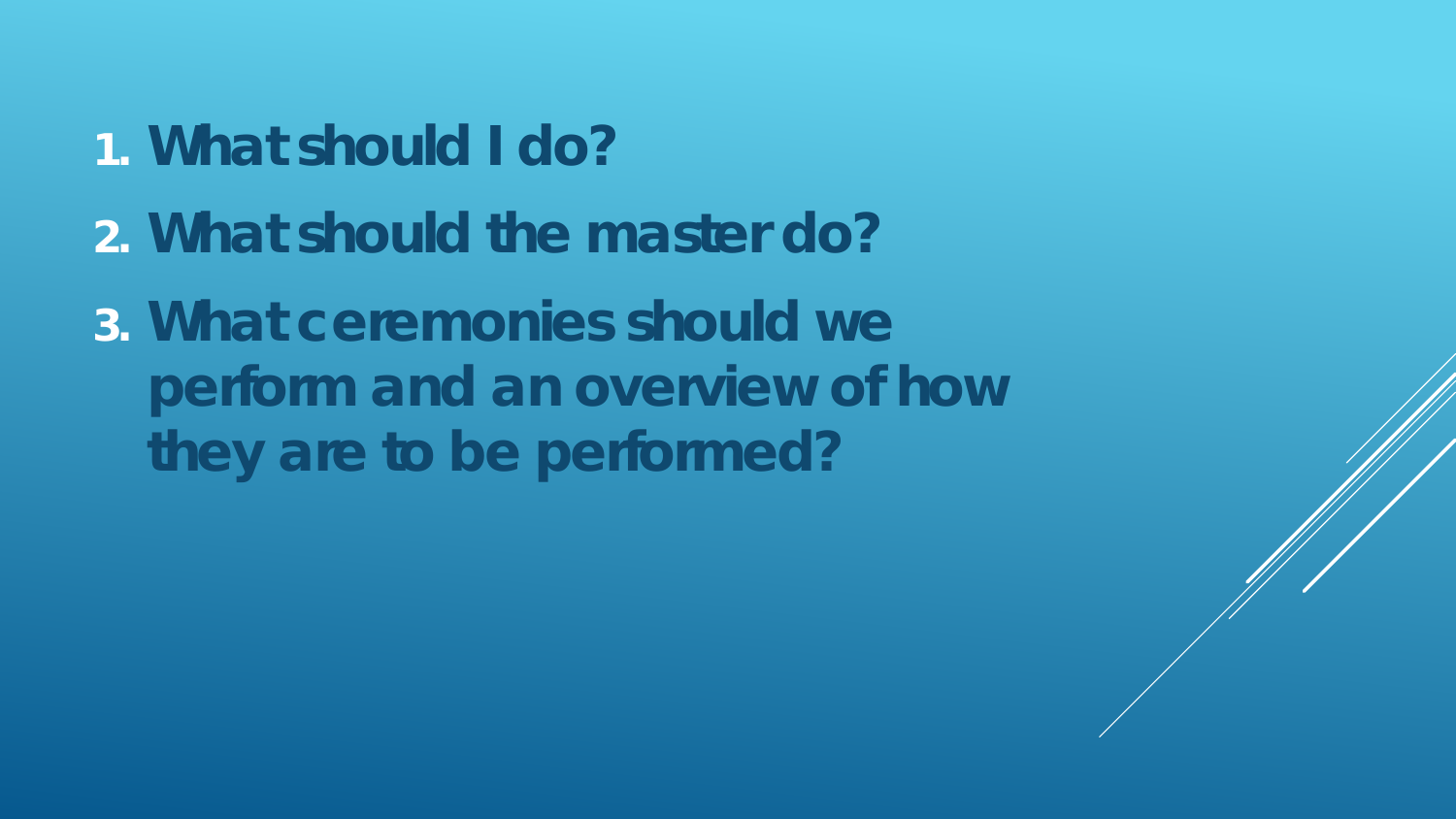1. **What should I do?**
2. **What should the master do?**
3. **What ceremonies should we perform and an overview of how they are to be performed?**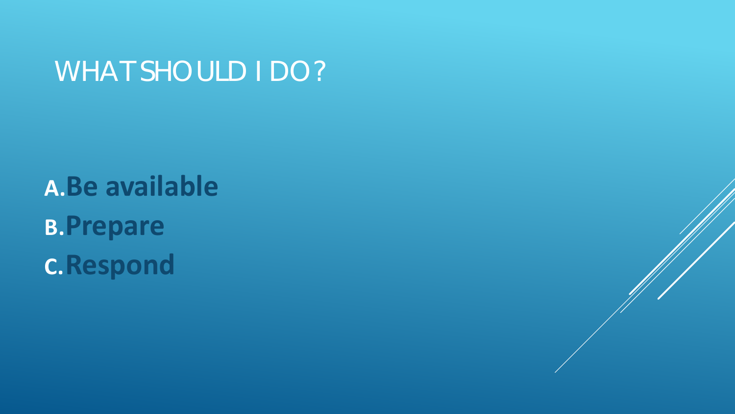# WHAT SHOULD I DO?

A. **Be available**
B. **Prepare**
C. **Respond**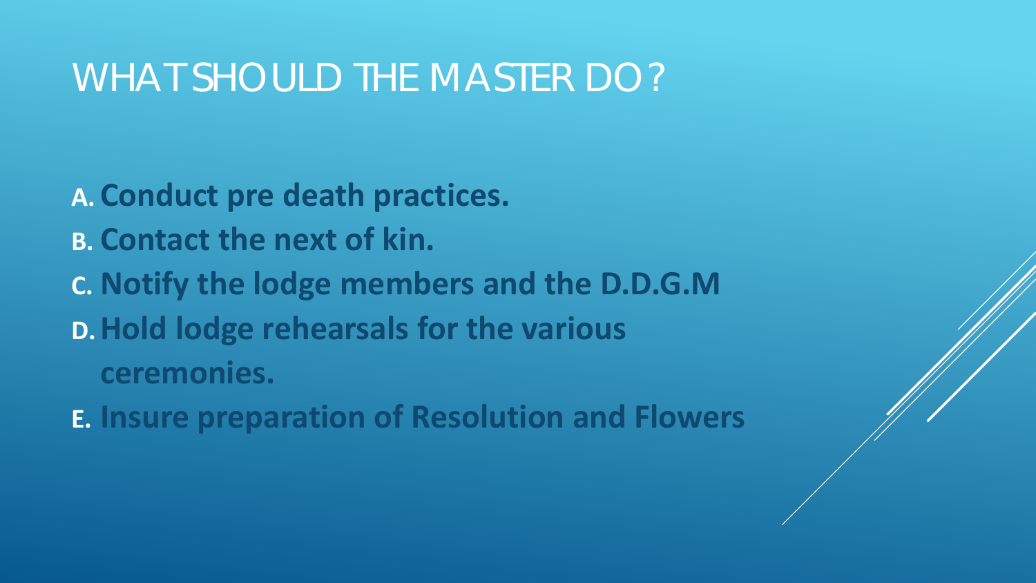# WHAT SHOULD THE MASTER DO?

A. **Conduct pre death practices.**
B. **Contact the next of kin.**
C. **Notify the lodge members and the D.D.G.M**
D. **Hold lodge rehearsals for the various ceremonies.**
E. **Insure preparation of Resolution and Flowers**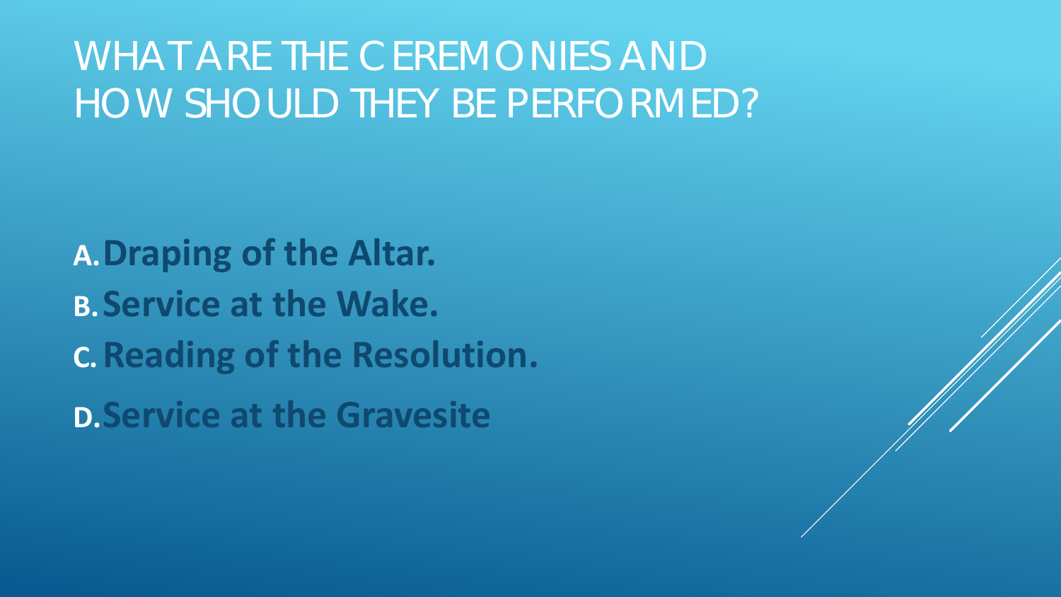# WHAT ARE THE CEREMONIES AND HOW SHOULD THEY BE PERFORMED?

A. **Draping of the Altar.**
B. **Service at the Wake.**
C. **Reading of the Resolution.**
D. **Service at the Gravesite**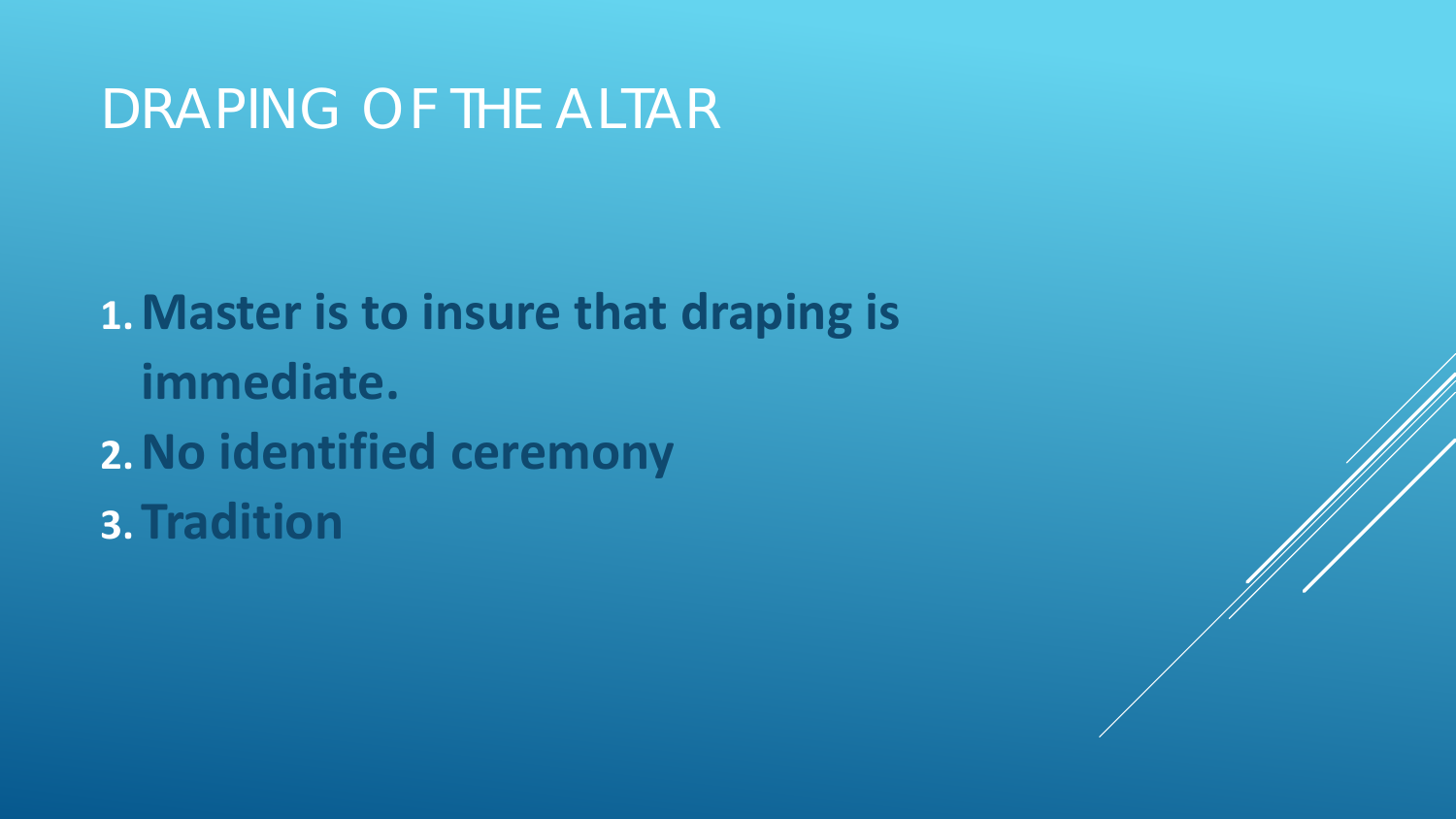# DRAPING OF THE ALTAR

1. **Master is to insure that draping is immediate.**
2. **No identified ceremony**
3. **Tradition**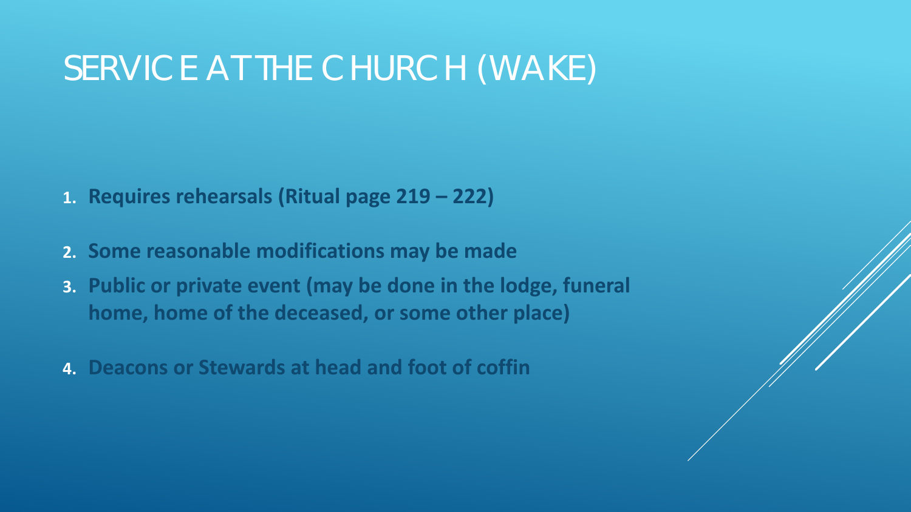# SERVICE AT THE CHURCH (WAKE)

1. **Requires rehearsals (Ritual page 219 – 222)**
2. **Some reasonable modifications may be made**
3. **Public or private event (may be done in the lodge, funeral home, home of the deceased, or some other place)**
4. **Deacons or Stewards at head and foot of coffin**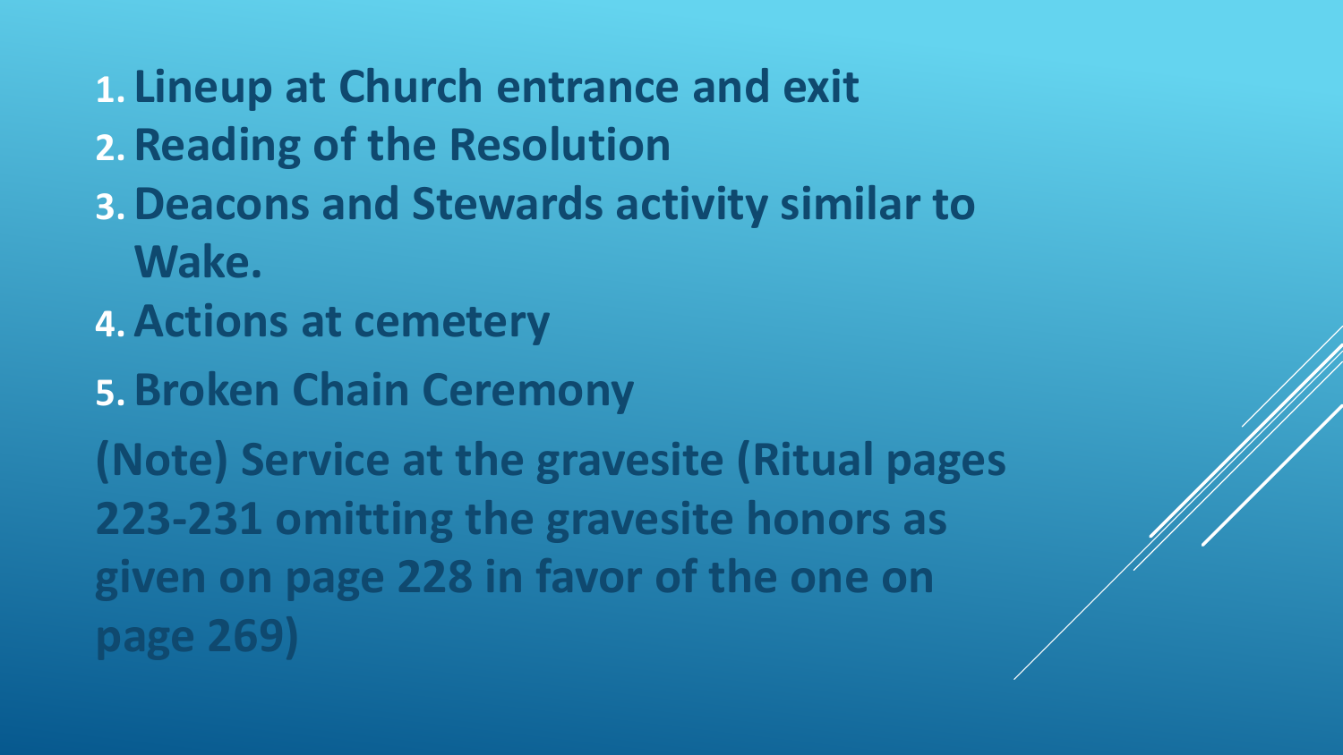1. **Lineup at Church entrance and exit**
2. **Reading of the Resolution**
3. **Deacons and Stewards activity similar to Wake.**
4. **Actions at cemetery**
5. **Broken Chain Ceremony**

**(Note) Service at the gravesite (Ritual pages 223-231 omitting the gravesite honors as given on page 228 in favor of the one on page 269)**